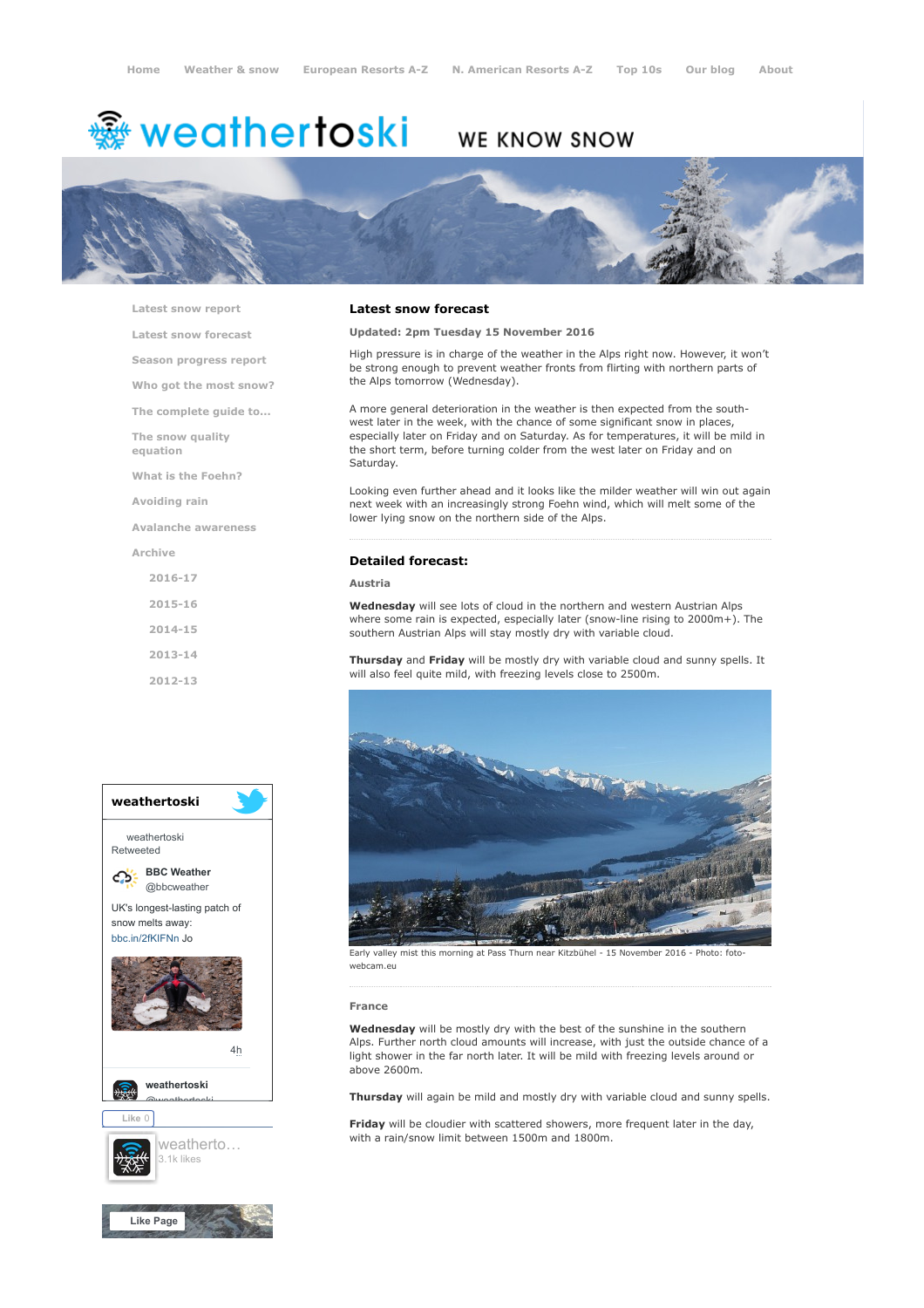Home   Weather & snow   European Resorts A-Z   N. American Resorts A-Z   Top 10s   Our blog   About

weathertoski   WE KNOW SNOW

- Latest snow report
- Latest snow forecast
- Season progress report
- Who got the most snow?
- The complete guide to...
- The snow quality equation
- What is the Foehn?
- Avoiding rain
- Avalanche awareness
- Archive
  - 2016-17
  - 2015-16
  - 2014-15
  - 2013-14
  - 2012-13

## Latest snow forecast

**Updated: 2pm Tuesday 15 November 2016**

High pressure is in charge of the weather in the Alps right now. However, it won't be strong enough to prevent weather fronts from flirting with northern parts of the Alps tomorrow (Wednesday).

A more general deterioration in the weather is then expected from the south-west later in the week, with the chance of some significant snow in places, especially later on Friday and on Saturday. As for temperatures, it will be mild in the short term, before turning colder from the west later on Friday and on Saturday.

Looking even further ahead and it looks like the milder weather will win out again next week with an increasingly strong Foehn wind, which will melt some of the lower lying snow on the northern side of the Alps.

## Detailed forecast:

### Austria

**Wednesday** will see lots of cloud in the northern and western Austrian Alps where some rain is expected, especially later (snow-line rising to 2000m+). The southern Austrian Alps will stay mostly dry with variable cloud.

**Thursday** and **Friday** will be mostly dry with variable cloud and sunny spells. It will also feel quite mild, with freezing levels close to 2500m.

Early valley mist this morning at Pass Thurn near Kitzbühel - 15 November 2016 - Photo: foto-webcam.eu

### France

**Wednesday** will be mostly dry with the best of the sunshine in the southern Alps. Further north cloud amounts will increase, with just the outside chance of a light shower in the far north later. It will be mild with freezing levels around or above 2600m.

**Thursday** will again be mild and mostly dry with variable cloud and sunny spells.

**Friday** will be cloudier with scattered showers, more frequent later in the day, with a rain/snow limit between 1500m and 1800m.

weathertoski

weathertoski Retweeted

BBC Weather @bbcweather

UK's longest-lasting patch of snow melts away: bbc.in/2fKIFNn Jo

4h

weathertoski @weathertoski

Like 0

weatherto... 3.1k likes

Like Page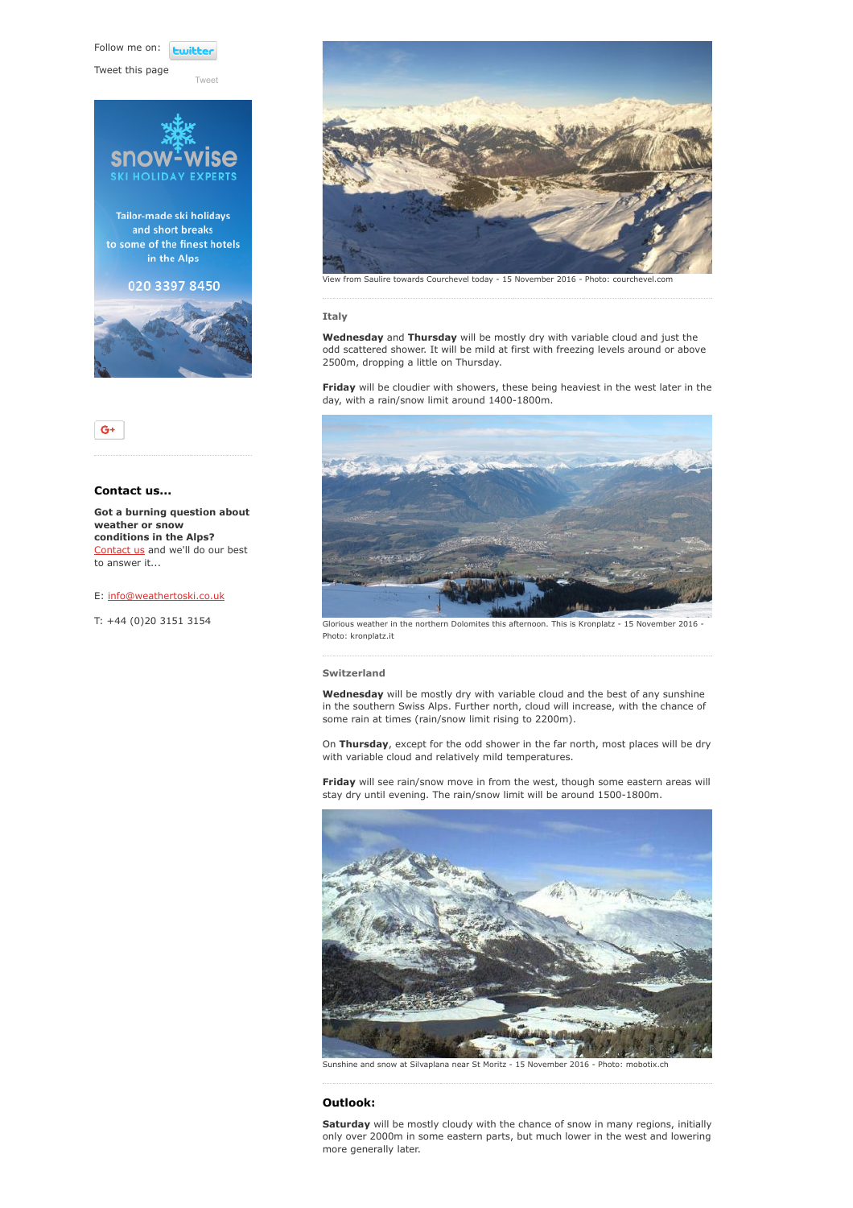Follow me on: twitter

Tweet this page

Tweet

snow-wise
SKI HOLIDAY EXPERTS

Tailor-made ski holidays and short breaks to some of the finest hotels in the Alps

020 3397 8450

G+

### Contact us...

**Got a burning question about weather or snow conditions in the Alps?** Contact us and we'll do our best to answer it...

E: info@weathertoski.co.uk

T: +44 (0)20 3151 3154

View from Saulire towards Courchevel today - 15 November 2016 - Photo: courchevel.com

### Italy

**Wednesday** and **Thursday** will be mostly dry with variable cloud and just the odd scattered shower. It will be mild at first with freezing levels around or above 2500m, dropping a little on Thursday.

**Friday** will be cloudier with showers, these being heaviest in the west later in the day, with a rain/snow limit around 1400-1800m.

Glorious weather in the northern Dolomites this afternoon. This is Kronplatz - 15 November 2016 - Photo: kronplatz.it

### Switzerland

**Wednesday** will be mostly dry with variable cloud and the best of any sunshine in the southern Swiss Alps. Further north, cloud will increase, with the chance of some rain at times (rain/snow limit rising to 2200m).

On **Thursday**, except for the odd shower in the far north, most places will be dry with variable cloud and relatively mild temperatures.

**Friday** will see rain/snow move in from the west, though some eastern areas will stay dry until evening. The rain/snow limit will be around 1500-1800m.

Sunshine and snow at Silvaplana near St Moritz - 15 November 2016 - Photo: mobotix.ch

## Outlook:

**Saturday** will be mostly cloudy with the chance of snow in many regions, initially only over 2000m in some eastern parts, but much lower in the west and lowering more generally later.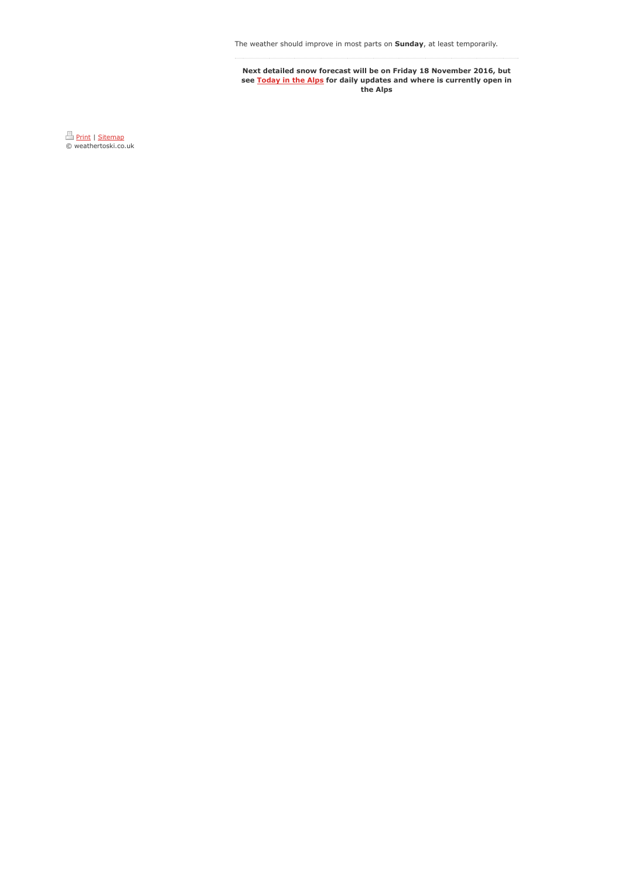The weather should improve in most parts on **Sunday**, at least temporarily.

---

**Next detailed snow forecast will be on Friday 18 November 2016, but see Today in the Alps for daily updates and where is currently open in the Alps**

Print | Sitemap
© weathertoski.co.uk